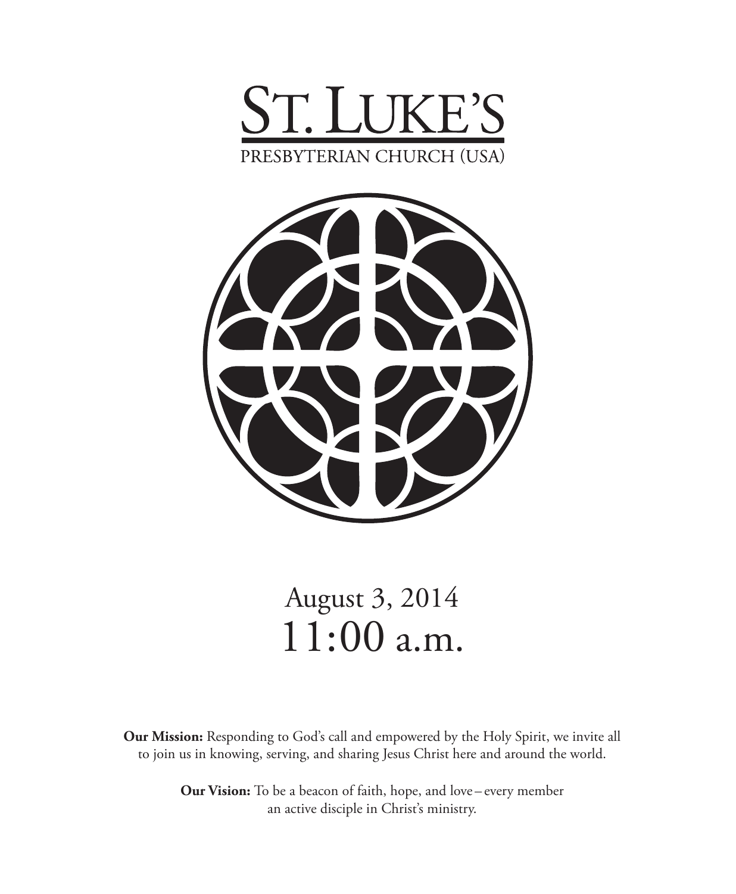# St. Luke's

PRESBYTERIAN CHURCH (USA)

August 3, 2014

11:00 a.m.

**Our Mission:** Responding to God's call and empowered by the Holy Spirit, we invite all to join us in knowing, serving, and sharing Jesus Christ here and around the world.

**Our Vision:** To be a beacon of faith, hope, and love – every member an active disciple in Christ's ministry.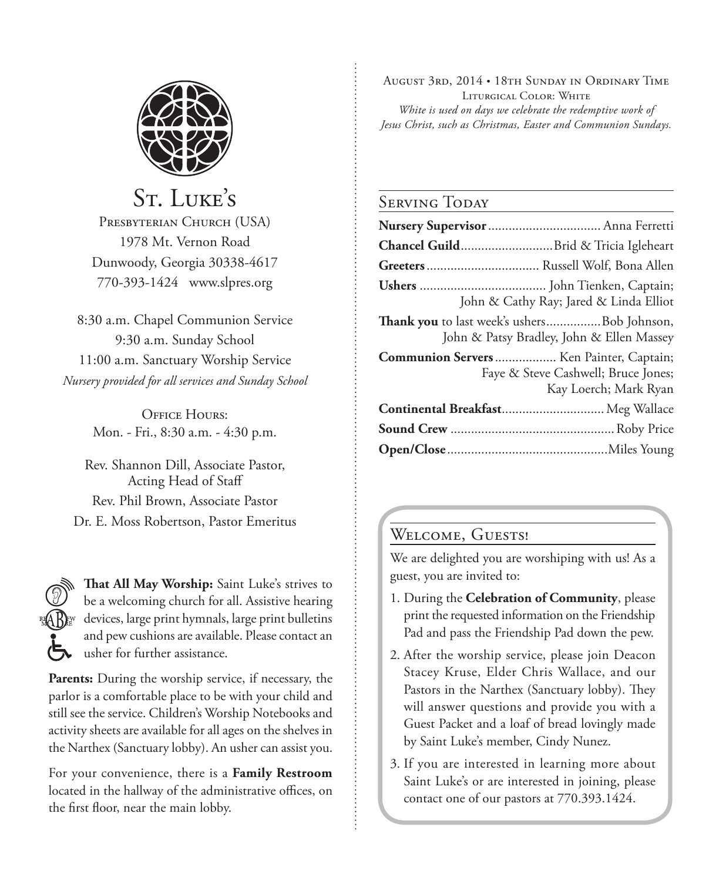# St. Luke's

Presbyterian Church (USA)
1978 Mt. Vernon Road
Dunwoody, Georgia 30338-4617
770-393-1424 www.slpres.org

8:30 a.m. Chapel Communion Service
9:30 a.m. Sunday School
11:00 a.m. Sanctuary Worship Service
*Nursery provided for all services and Sunday School*

Office Hours:
Mon. - Fri., 8:30 a.m. - 4:30 p.m.

Rev. Shannon Dill, Associate Pastor, Acting Head of Staff
Rev. Phil Brown, Associate Pastor
Dr. E. Moss Robertson, Pastor Emeritus

**That All May Worship:** Saint Luke's strives to be a welcoming church for all. Assistive hearing devices, large print hymnals, large print bulletins and pew cushions are available. Please contact an usher for further assistance.

**Parents:** During the worship service, if necessary, the parlor is a comfortable place to be with your child and still see the service. Children's Worship Notebooks and activity sheets are available for all ages on the shelves in the Narthex (Sanctuary lobby). An usher can assist you.

For your convenience, there is a **Family Restroom** located in the hallway of the administrative offices, on the first floor, near the main lobby.

August 3rd, 2014 • 18th Sunday in Ordinary Time
Liturgical Color: White
*White is used on days we celebrate the redemptive work of Jesus Christ, such as Christmas, Easter and Communion Sundays.*

## Serving Today

**Nursery Supervisor** .......... Anna Ferretti
**Chancel Guild** .......... Brid & Tricia Igleheart
**Greeters** .......... Russell Wolf, Bona Allen
**Ushers** .......... John Tienken, Captain; John & Cathy Ray; Jared & Linda Elliot
**Thank you** to last week's ushers .......... Bob Johnson, John & Patsy Bradley, John & Ellen Massey
**Communion Servers** .......... Ken Painter, Captain; Faye & Steve Cashwell; Bruce Jones; Kay Loerch; Mark Ryan
**Continental Breakfast** .......... Meg Wallace
**Sound Crew** .......... Roby Price
**Open/Close** .......... Miles Young

## Welcome, Guests!

We are delighted you are worshiping with us! As a guest, you are invited to:

1. During the **Celebration of Community**, please print the requested information on the Friendship Pad and pass the Friendship Pad down the pew.
2. After the worship service, please join Deacon Stacey Kruse, Elder Chris Wallace, and our Pastors in the Narthex (Sanctuary lobby). They will answer questions and provide you with a Guest Packet and a loaf of bread lovingly made by Saint Luke's member, Cindy Nunez.
3. If you are interested in learning more about Saint Luke's or are interested in joining, please contact one of our pastors at 770.393.1424.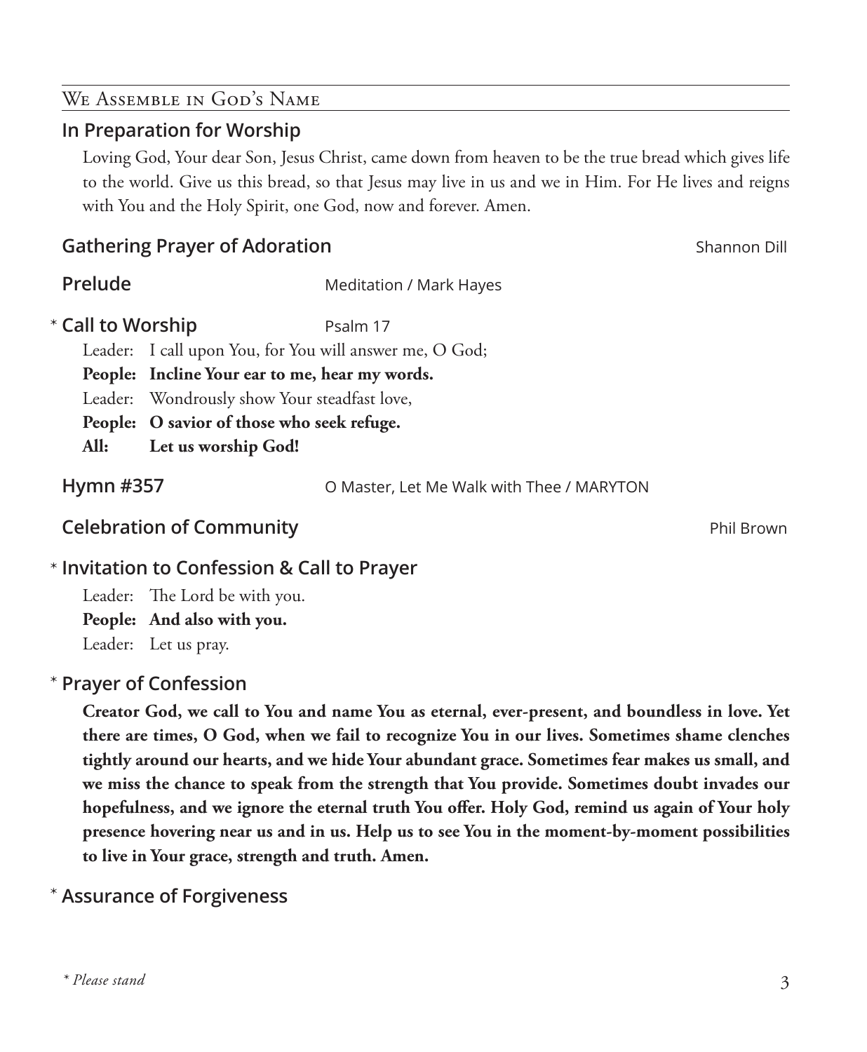## We Assemble in God's Name

### In Preparation for Worship

Loving God, Your dear Son, Jesus Christ, came down from heaven to be the true bread which gives life to the world. Give us this bread, so that Jesus may live in us and we in Him. For He lives and reigns with You and the Holy Spirit, one God, now and forever. Amen.

### Gathering Prayer of Adoration — Shannon Dill

### Prelude — Meditation / Mark Hayes

### * Call to Worship — Psalm 17

Leader: I call upon You, for You will answer me, O God;
**People: Incline Your ear to me, hear my words.**
Leader: Wondrously show Your steadfast love,
**People: O savior of those who seek refuge.**
**All: Let us worship God!**

### Hymn #357 — O Master, Let Me Walk with Thee / MARYTON

### Celebration of Community — Phil Brown

### * Invitation to Confession & Call to Prayer

Leader: The Lord be with you.
**People: And also with you.**
Leader: Let us pray.

### * Prayer of Confession

**Creator God, we call to You and name You as eternal, ever-present, and boundless in love. Yet there are times, O God, when we fail to recognize You in our lives. Sometimes shame clenches tightly around our hearts, and we hide Your abundant grace. Sometimes fear makes us small, and we miss the chance to speak from the strength that You provide. Sometimes doubt invades our hopefulness, and we ignore the eternal truth You offer. Holy God, remind us again of Your holy presence hovering near us and in us. Help us to see You in the moment-by-moment possibilities to live in Your grace, strength and truth. Amen.**

### * Assurance of Forgiveness

*\* Please stand*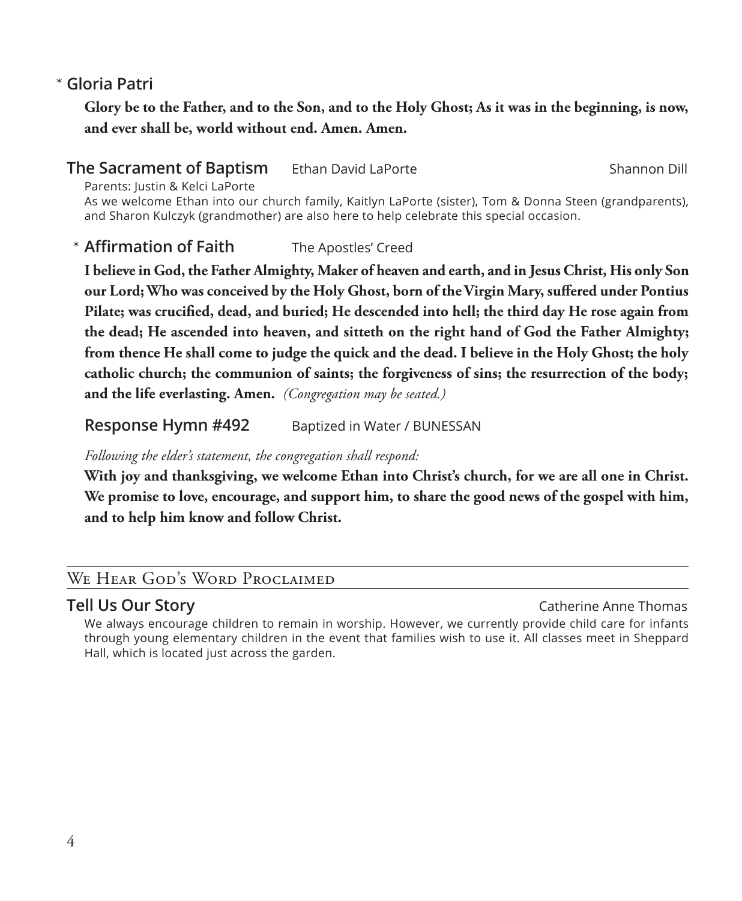\* **Gloria Patri**

**Glory be to the Father, and to the Son, and to the Holy Ghost; As it was in the beginning, is now, and ever shall be, world without end. Amen. Amen.**

**The Sacrament of Baptism** Ethan David LaPorte — Shannon Dill

Parents: Justin & Kelci LaPorte

As we welcome Ethan into our church family, Kaitlyn LaPorte (sister), Tom & Donna Steen (grandparents), and Sharon Kulczyk (grandmother) are also here to help celebrate this special occasion.

\* **Affirmation of Faith** The Apostles' Creed

**I believe in God, the Father Almighty, Maker of heaven and earth, and in Jesus Christ, His only Son our Lord; Who was conceived by the Holy Ghost, born of the Virgin Mary, suffered under Pontius Pilate; was crucified, dead, and buried; He descended into hell; the third day He rose again from the dead; He ascended into heaven, and sitteth on the right hand of God the Father Almighty; from thence He shall come to judge the quick and the dead. I believe in the Holy Ghost; the holy catholic church; the communion of saints; the forgiveness of sins; the resurrection of the body; and the life everlasting. Amen.** *(Congregation may be seated.)*

**Response Hymn #492** Baptized in Water / BUNESSAN

*Following the elder's statement, the congregation shall respond:*

**With joy and thanksgiving, we welcome Ethan into Christ's church, for we are all one in Christ. We promise to love, encourage, and support him, to share the good news of the gospel with him, and to help him know and follow Christ.**

## We Hear God's Word Proclaimed

**Tell Us Our Story** Catherine Anne Thomas

We always encourage children to remain in worship. However, we currently provide child care for infants through young elementary children in the event that families wish to use it. All classes meet in Sheppard Hall, which is located just across the garden.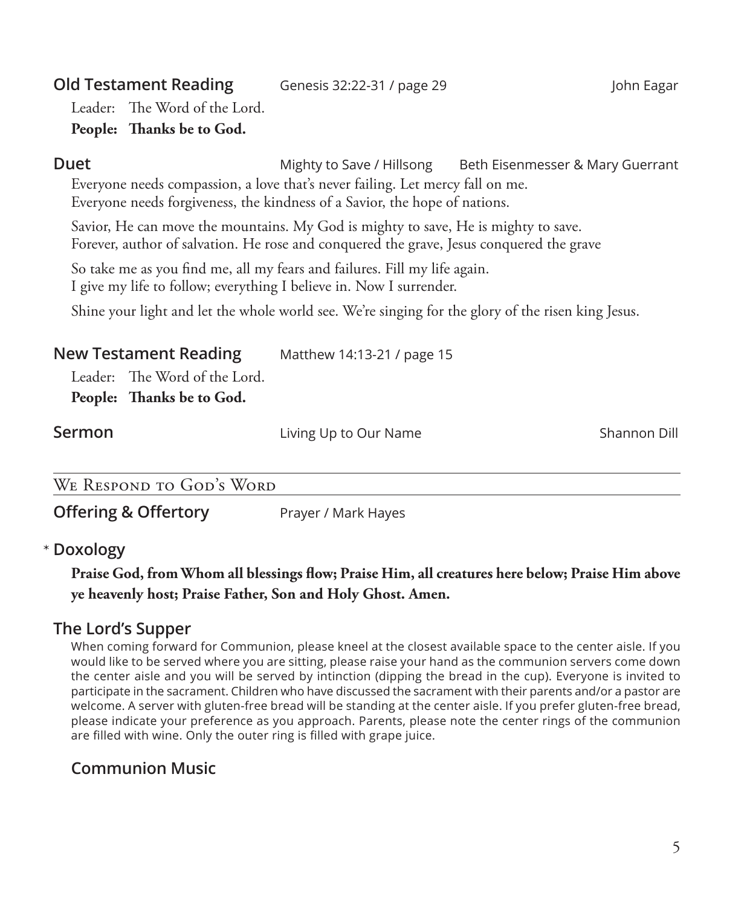**Old Testament Reading** Genesis 32:22-31 / page 29 John Eagar

Leader: The Word of the Lord.
**People: Thanks be to God.**

**Duet** Mighty to Save / Hillsong Beth Eisenmesser & Mary Guerrant

Everyone needs compassion, a love that's never failing. Let mercy fall on me.
Everyone needs forgiveness, the kindness of a Savior, the hope of nations.

Savior, He can move the mountains. My God is mighty to save, He is mighty to save.
Forever, author of salvation. He rose and conquered the grave, Jesus conquered the grave

So take me as you find me, all my fears and failures. Fill my life again.
I give my life to follow; everything I believe in. Now I surrender.

Shine your light and let the whole world see. We're singing for the glory of the risen king Jesus.

**New Testament Reading** Matthew 14:13-21 / page 15

Leader: The Word of the Lord.
**People: Thanks be to God.**

**Sermon** Living Up to Our Name Shannon Dill

## We Respond to God's Word

**Offering & Offertory** Prayer / Mark Hayes

\* **Doxology**

**Praise God, from Whom all blessings flow; Praise Him, all creatures here below; Praise Him above ye heavenly host; Praise Father, Son and Holy Ghost. Amen.**

**The Lord's Supper**

When coming forward for Communion, please kneel at the closest available space to the center aisle. If you would like to be served where you are sitting, please raise your hand as the communion servers come down the center aisle and you will be served by intinction (dipping the bread in the cup). Everyone is invited to participate in the sacrament. Children who have discussed the sacrament with their parents and/or a pastor are welcome. A server with gluten-free bread will be standing at the center aisle. If you prefer gluten-free bread, please indicate your preference as you approach. Parents, please note the center rings of the communion are filled with wine. Only the outer ring is filled with grape juice.

**Communion Music**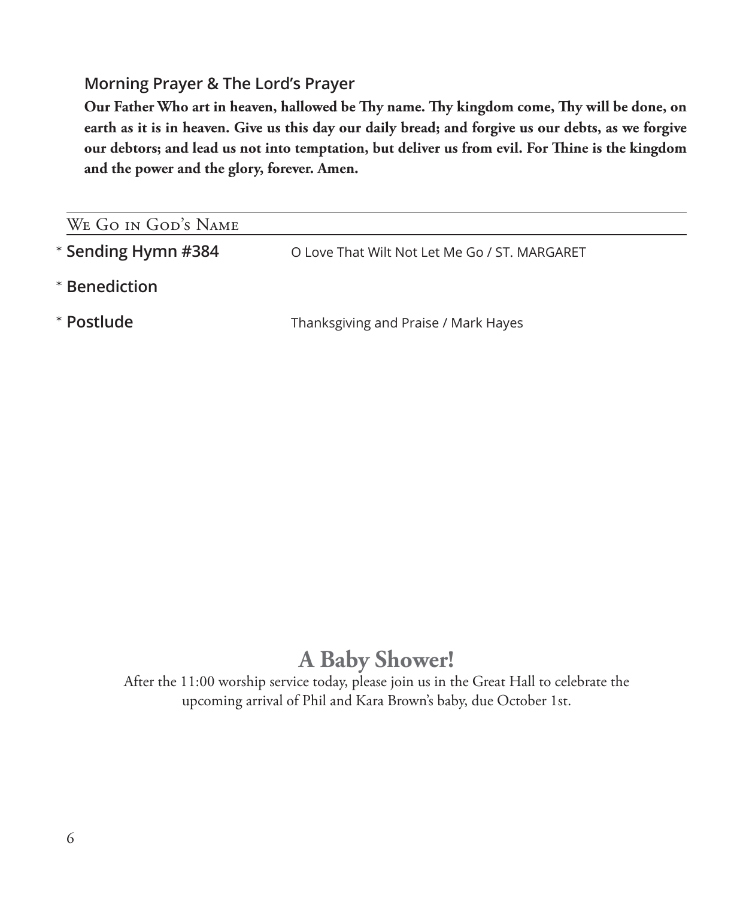### Morning Prayer & The Lord's Prayer

**Our Father Who art in heaven, hallowed be Thy name. Thy kingdom come, Thy will be done, on earth as it is in heaven. Give us this day our daily bread; and forgive us our debts, as we forgive our debtors; and lead us not into temptation, but deliver us from evil. For Thine is the kingdom and the power and the glory, forever. Amen.**

## We Go in God's Name

\* **Sending Hymn #384** — O Love That Wilt Not Let Me Go / ST. MARGARET

\* **Benediction**

\* **Postlude** — Thanksgiving and Praise / Mark Hayes

## A Baby Shower!

After the 11:00 worship service today, please join us in the Great Hall to celebrate the upcoming arrival of Phil and Kara Brown's baby, due October 1st.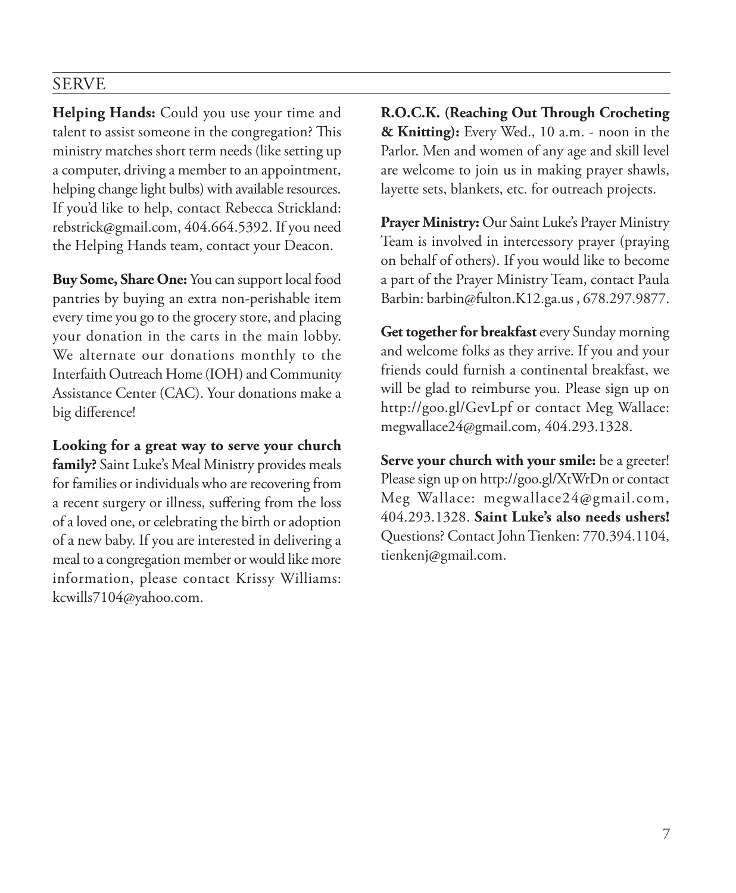## SERVE

**Helping Hands:** Could you use your time and talent to assist someone in the congregation? This ministry matches short term needs (like setting up a computer, driving a member to an appointment, helping change light bulbs) with available resources. If you'd like to help, contact Rebecca Strickland: rebstrick@gmail.com, 404.664.5392. If you need the Helping Hands team, contact your Deacon.

**Buy Some, Share One:** You can support local food pantries by buying an extra non-perishable item every time you go to the grocery store, and placing your donation in the carts in the main lobby. We alternate our donations monthly to the Interfaith Outreach Home (IOH) and Community Assistance Center (CAC). Your donations make a big difference!

**Looking for a great way to serve your church family?** Saint Luke's Meal Ministry provides meals for families or individuals who are recovering from a recent surgery or illness, suffering from the loss of a loved one, or celebrating the birth or adoption of a new baby. If you are interested in delivering a meal to a congregation member or would like more information, please contact Krissy Williams: kcwills7104@yahoo.com.

**R.O.C.K. (Reaching Out Through Crocheting & Knitting):** Every Wed., 10 a.m. - noon in the Parlor. Men and women of any age and skill level are welcome to join us in making prayer shawls, layette sets, blankets, etc. for outreach projects.

**Prayer Ministry:** Our Saint Luke's Prayer Ministry Team is involved in intercessory prayer (praying on behalf of others). If you would like to become a part of the Prayer Ministry Team, contact Paula Barbin: barbin@fulton.K12.ga.us , 678.297.9877.

**Get together for breakfast** every Sunday morning and welcome folks as they arrive. If you and your friends could furnish a continental breakfast, we will be glad to reimburse you. Please sign up on http://goo.gl/GevLpf or contact Meg Wallace: megwallace24@gmail.com, 404.293.1328.

**Serve your church with your smile:** be a greeter! Please sign up on http://goo.gl/XtWrDn or contact Meg Wallace: megwallace24@gmail.com, 404.293.1328. **Saint Luke's also needs ushers!** Questions? Contact John Tienken: 770.394.1104, tienkenj@gmail.com.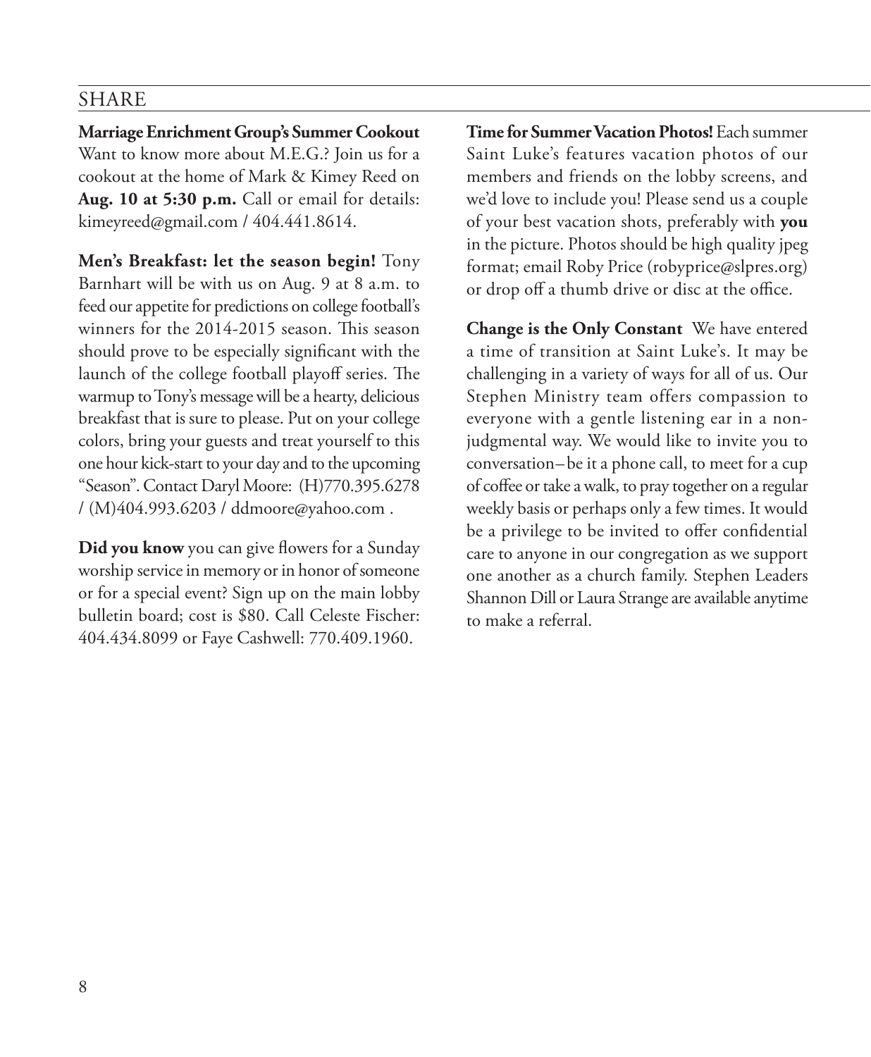## SHARE

**Marriage Enrichment Group's Summer Cookout** Want to know more about M.E.G.? Join us for a cookout at the home of Mark & Kimey Reed on **Aug. 10 at 5:30 p.m.** Call or email for details: kimeyreed@gmail.com / 404.441.8614.

**Men's Breakfast: let the season begin!** Tony Barnhart will be with us on Aug. 9 at 8 a.m. to feed our appetite for predictions on college football's winners for the 2014-2015 season. This season should prove to be especially significant with the launch of the college football playoff series. The warmup to Tony's message will be a hearty, delicious breakfast that is sure to please. Put on your college colors, bring your guests and treat yourself to this one hour kick-start to your day and to the upcoming "Season". Contact Daryl Moore: (H)770.395.6278 / (M)404.993.6203 / ddmoore@yahoo.com .

**Did you know** you can give flowers for a Sunday worship service in memory or in honor of someone or for a special event? Sign up on the main lobby bulletin board; cost is $80. Call Celeste Fischer: 404.434.8099 or Faye Cashwell: 770.409.1960.

**Time for Summer Vacation Photos!** Each summer Saint Luke's features vacation photos of our members and friends on the lobby screens, and we'd love to include you! Please send us a couple of your best vacation shots, preferably with **you** in the picture. Photos should be high quality jpeg format; email Roby Price (robyprice@slpres.org) or drop off a thumb drive or disc at the office.

**Change is the Only Constant** We have entered a time of transition at Saint Luke's. It may be challenging in a variety of ways for all of us. Our Stephen Ministry team offers compassion to everyone with a gentle listening ear in a non-judgmental way. We would like to invite you to conversation– be it a phone call, to meet for a cup of coffee or take a walk, to pray together on a regular weekly basis or perhaps only a few times. It would be a privilege to be invited to offer confidential care to anyone in our congregation as we support one another as a church family. Stephen Leaders Shannon Dill or Laura Strange are available anytime to make a referral.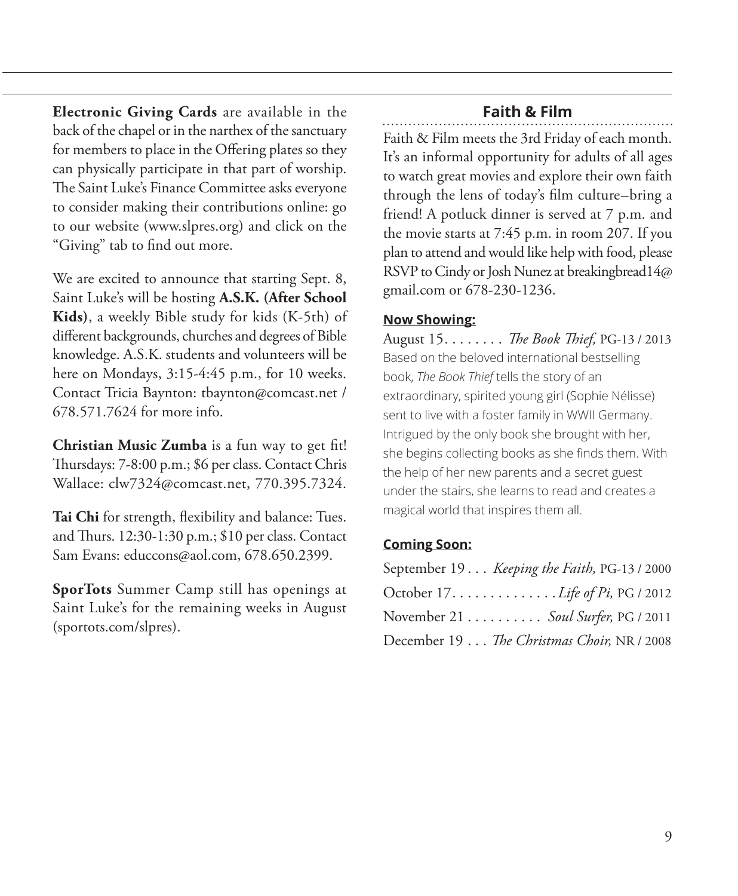**Electronic Giving Cards** are available in the back of the chapel or in the narthex of the sanctuary for members to place in the Offering plates so they can physically participate in that part of worship. The Saint Luke's Finance Committee asks everyone to consider making their contributions online: go to our website (www.slpres.org) and click on the "Giving" tab to find out more.

We are excited to announce that starting Sept. 8, Saint Luke's will be hosting **A.S.K. (After School Kids)**, a weekly Bible study for kids (K-5th) of different backgrounds, churches and degrees of Bible knowledge. A.S.K. students and volunteers will be here on Mondays, 3:15-4:45 p.m., for 10 weeks. Contact Tricia Baynton: tbaynton@comcast.net / 678.571.7624 for more info.

**Christian Music Zumba** is a fun way to get fit! Thursdays: 7-8:00 p.m.; $6 per class. Contact Chris Wallace: clw7324@comcast.net, 770.395.7324.

**Tai Chi** for strength, flexibility and balance: Tues. and Thurs. 12:30-1:30 p.m.; $10 per class. Contact Sam Evans: educcons@aol.com, 678.650.2399.

**SporTots** Summer Camp still has openings at Saint Luke's for the remaining weeks in August (sportots.com/slpres).

## Faith & Film

Faith & Film meets the 3rd Friday of each month. It's an informal opportunity for adults of all ages to watch great movies and explore their own faith through the lens of today's film culture–bring a friend! A potluck dinner is served at 7 p.m. and the movie starts at 7:45 p.m. in room 207. If you plan to attend and would like help with food, please RSVP to Cindy or Josh Nunez at breakingbread14@gmail.com or 678-230-1236.

**Now Showing:**

August 15. . . . . . . . *The Book Thief,* PG-13 / 2013

Based on the beloved international bestselling book, *The Book Thief* tells the story of an extraordinary, spirited young girl (Sophie Nélisse) sent to live with a foster family in WWII Germany. Intrigued by the only book she brought with her, she begins collecting books as she finds them. With the help of her new parents and a secret guest under the stairs, she learns to read and creates a magical world that inspires them all.

**Coming Soon:**

September 19 . . . *Keeping the Faith,* PG-13 / 2000

October 17. . . . . . . . . . . . . . *Life of Pi,* PG / 2012

November 21 . . . . . . . . . . *Soul Surfer,* PG / 2011

December 19 . . . *The Christmas Choir,* NR / 2008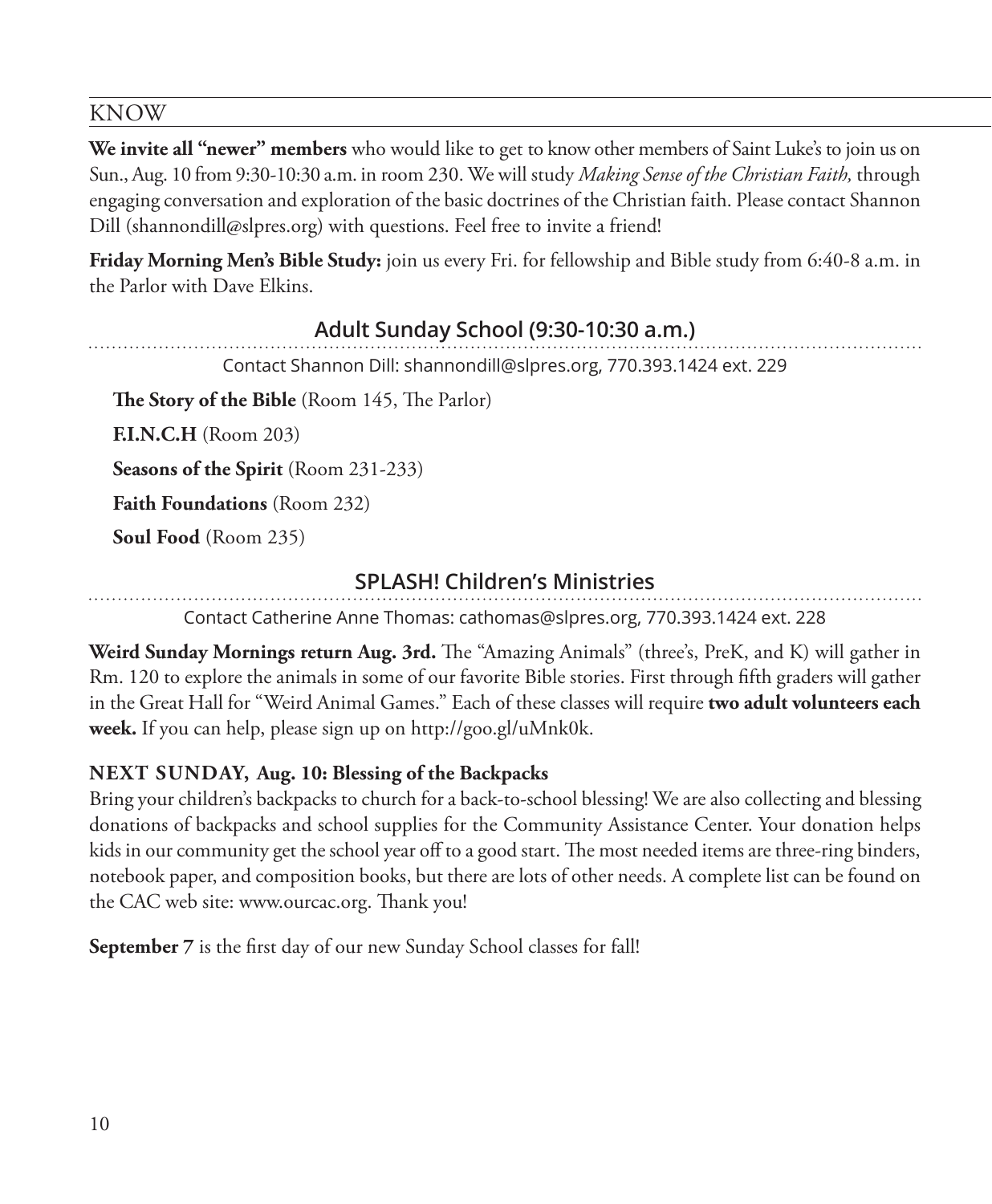## KNOW

**We invite all "newer" members** who would like to get to know other members of Saint Luke's to join us on Sun., Aug. 10 from 9:30-10:30 a.m. in room 230. We will study *Making Sense of the Christian Faith,* through engaging conversation and exploration of the basic doctrines of the Christian faith. Please contact Shannon Dill (shannondill@slpres.org) with questions. Feel free to invite a friend!

**Friday Morning Men's Bible Study:** join us every Fri. for fellowship and Bible study from 6:40-8 a.m. in the Parlor with Dave Elkins.

### Adult Sunday School (9:30-10:30 a.m.)

Contact Shannon Dill: shannondill@slpres.org, 770.393.1424 ext. 229

**The Story of the Bible** (Room 145, The Parlor)

**F.I.N.C.H** (Room 203)

**Seasons of the Spirit** (Room 231-233)

**Faith Foundations** (Room 232)

**Soul Food** (Room 235)

### SPLASH! Children's Ministries

Contact Catherine Anne Thomas: cathomas@slpres.org, 770.393.1424 ext. 228

**Weird Sunday Mornings return Aug. 3rd.** The "Amazing Animals" (three's, PreK, and K) will gather in Rm. 120 to explore the animals in some of our favorite Bible stories. First through fifth graders will gather in the Great Hall for "Weird Animal Games." Each of these classes will require **two adult volunteers each week.** If you can help, please sign up on http://goo.gl/uMnk0k.

**NEXT SUNDAY, Aug. 10: Blessing of the Backpacks**

Bring your children's backpacks to church for a back-to-school blessing! We are also collecting and blessing donations of backpacks and school supplies for the Community Assistance Center. Your donation helps kids in our community get the school year off to a good start. The most needed items are three-ring binders, notebook paper, and composition books, but there are lots of other needs. A complete list can be found on the CAC web site: www.ourcac.org. Thank you!

**September 7** is the first day of our new Sunday School classes for fall!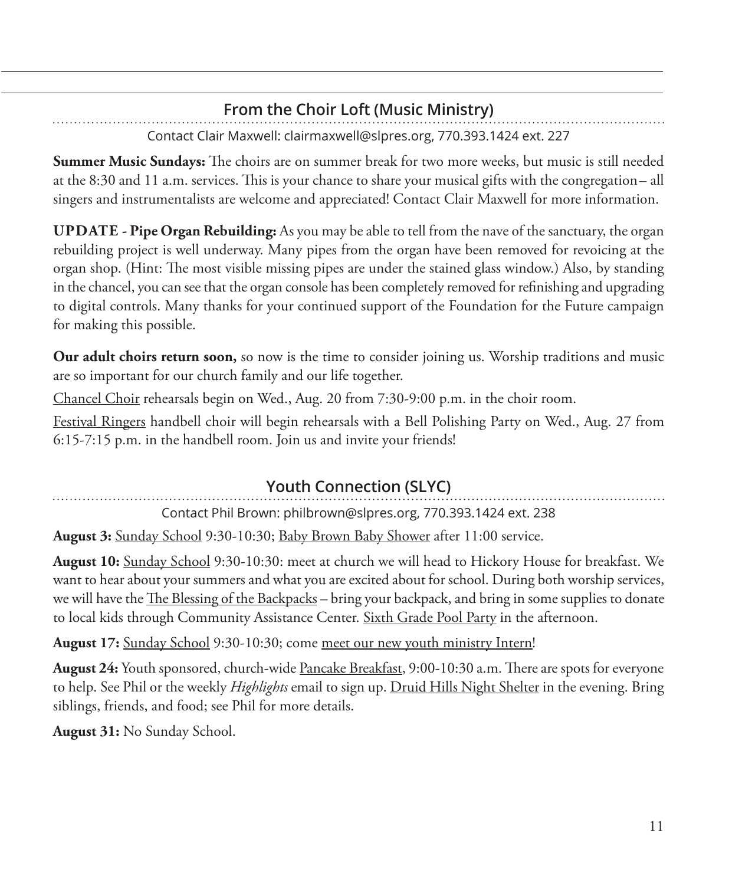## From the Choir Loft (Music Ministry)

Contact Clair Maxwell: clairmaxwell@slpres.org, 770.393.1424 ext. 227

**Summer Music Sundays:** The choirs are on summer break for two more weeks, but music is still needed at the 8:30 and 11 a.m. services. This is your chance to share your musical gifts with the congregation– all singers and instrumentalists are welcome and appreciated! Contact Clair Maxwell for more information.

**UPDATE - Pipe Organ Rebuilding:** As you may be able to tell from the nave of the sanctuary, the organ rebuilding project is well underway. Many pipes from the organ have been removed for revoicing at the organ shop. (Hint: The most visible missing pipes are under the stained glass window.) Also, by standing in the chancel, you can see that the organ console has been completely removed for refinishing and upgrading to digital controls. Many thanks for your continued support of the Foundation for the Future campaign for making this possible.

**Our adult choirs return soon,** so now is the time to consider joining us. Worship traditions and music are so important for our church family and our life together.

Chancel Choir rehearsals begin on Wed., Aug. 20 from 7:30-9:00 p.m. in the choir room.

Festival Ringers handbell choir will begin rehearsals with a Bell Polishing Party on Wed., Aug. 27 from 6:15-7:15 p.m. in the handbell room. Join us and invite your friends!

## Youth Connection (SLYC)

Contact Phil Brown: philbrown@slpres.org, 770.393.1424 ext. 238

**August 3:** Sunday School 9:30-10:30; Baby Brown Baby Shower after 11:00 service.

**August 10:** Sunday School 9:30-10:30: meet at church we will head to Hickory House for breakfast. We want to hear about your summers and what you are excited about for school. During both worship services, we will have the The Blessing of the Backpacks – bring your backpack, and bring in some supplies to donate to local kids through Community Assistance Center. Sixth Grade Pool Party in the afternoon.

**August 17:** Sunday School 9:30-10:30; come meet our new youth ministry Intern!

**August 24:** Youth sponsored, church-wide Pancake Breakfast, 9:00-10:30 a.m. There are spots for everyone to help. See Phil or the weekly *Highlights* email to sign up. Druid Hills Night Shelter in the evening. Bring siblings, friends, and food; see Phil for more details.

**August 31:** No Sunday School.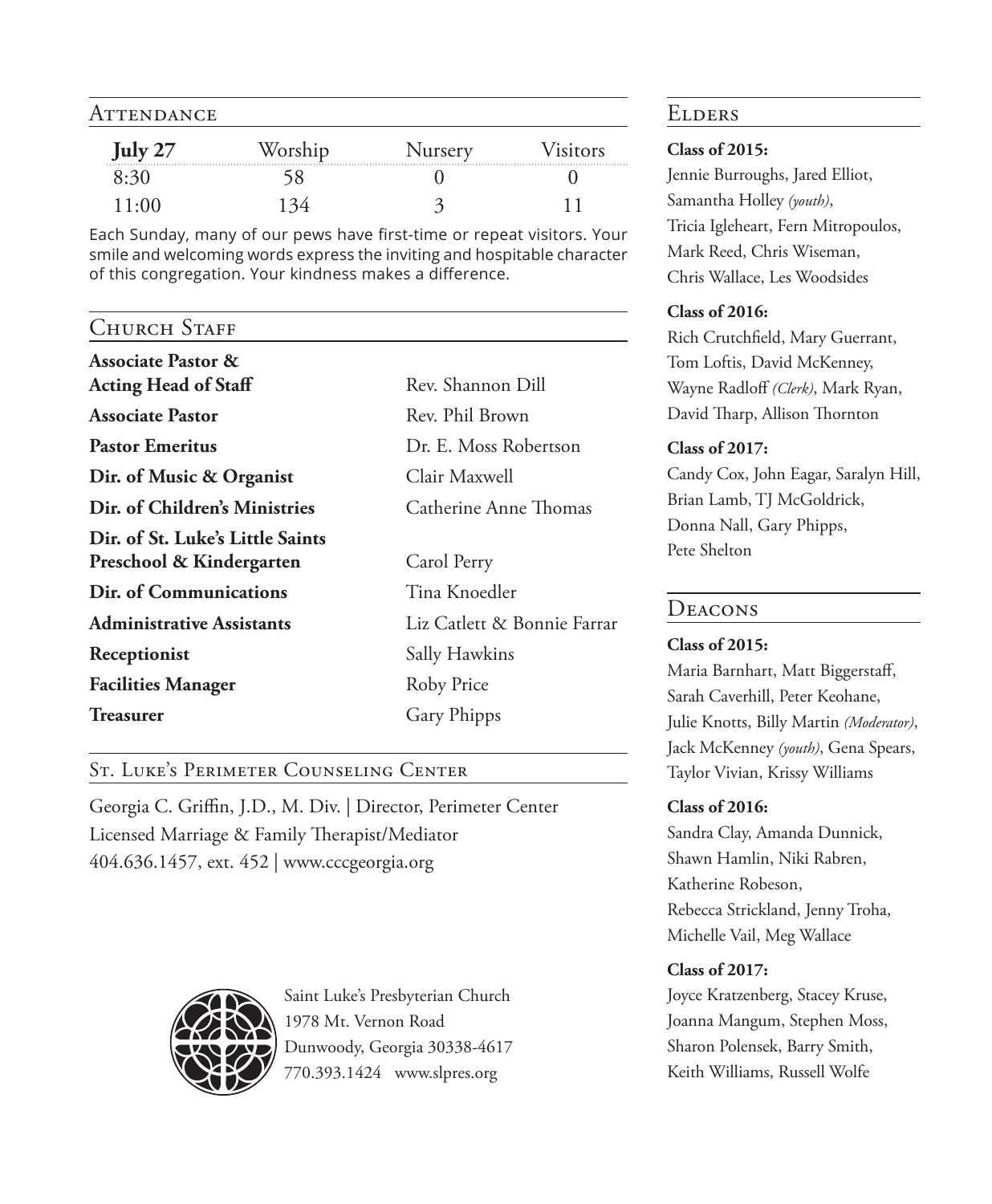## Attendance

| July 27 | Worship | Nursery | Visitors |
|---|---|---|---|
| 8:30 | 58 | 0 | 0 |
| 11:00 | 134 | 3 | 11 |

Each Sunday, many of our pews have first-time or repeat visitors. Your smile and welcoming words express the inviting and hospitable character of this congregation. Your kindness makes a difference.

## Church Staff

| | |
|---|---|
| **Associate Pastor & Acting Head of Staff** | Rev. Shannon Dill |
| **Associate Pastor** | Rev. Phil Brown |
| **Pastor Emeritus** | Dr. E. Moss Robertson |
| **Dir. of Music & Organist** | Clair Maxwell |
| **Dir. of Children's Ministries** | Catherine Anne Thomas |
| **Dir. of St. Luke's Little Saints Preschool & Kindergarten** | Carol Perry |
| **Dir. of Communications** | Tina Knoedler |
| **Administrative Assistants** | Liz Catlett & Bonnie Farrar |
| **Receptionist** | Sally Hawkins |
| **Facilities Manager** | Roby Price |
| **Treasurer** | Gary Phipps |

## St. Luke's Perimeter Counseling Center

Georgia C. Griffin, J.D., M. Div. | Director, Perimeter Center
Licensed Marriage & Family Therapist/Mediator
404.636.1457, ext. 452 | www.cccgeorgia.org

Saint Luke's Presbyterian Church
1978 Mt. Vernon Road
Dunwoody, Georgia 30338-4617
770.393.1424 www.slpres.org

## Elders

**Class of 2015:**
Jennie Burroughs, Jared Elliot, Samantha Holley *(youth)*, Tricia Igleheart, Fern Mitropoulos, Mark Reed, Chris Wiseman, Chris Wallace, Les Woodsides

**Class of 2016:**
Rich Crutchfield, Mary Guerrant, Tom Loftis, David McKenney, Wayne Radloff *(Clerk)*, Mark Ryan, David Tharp, Allison Thornton

**Class of 2017:**
Candy Cox, John Eagar, Saralyn Hill, Brian Lamb, TJ McGoldrick, Donna Nall, Gary Phipps, Pete Shelton

## Deacons

**Class of 2015:**
Maria Barnhart, Matt Biggerstaff, Sarah Caverhill, Peter Keohane, Julie Knotts, Billy Martin *(Moderator)*, Jack McKenney *(youth)*, Gena Spears, Taylor Vivian, Krissy Williams

**Class of 2016:**
Sandra Clay, Amanda Dunnick, Shawn Hamlin, Niki Rabren, Katherine Robeson, Rebecca Strickland, Jenny Troha, Michelle Vail, Meg Wallace

**Class of 2017:**
Joyce Kratzenberg, Stacey Kruse, Joanna Mangum, Stephen Moss, Sharon Polensek, Barry Smith, Keith Williams, Russell Wolfe